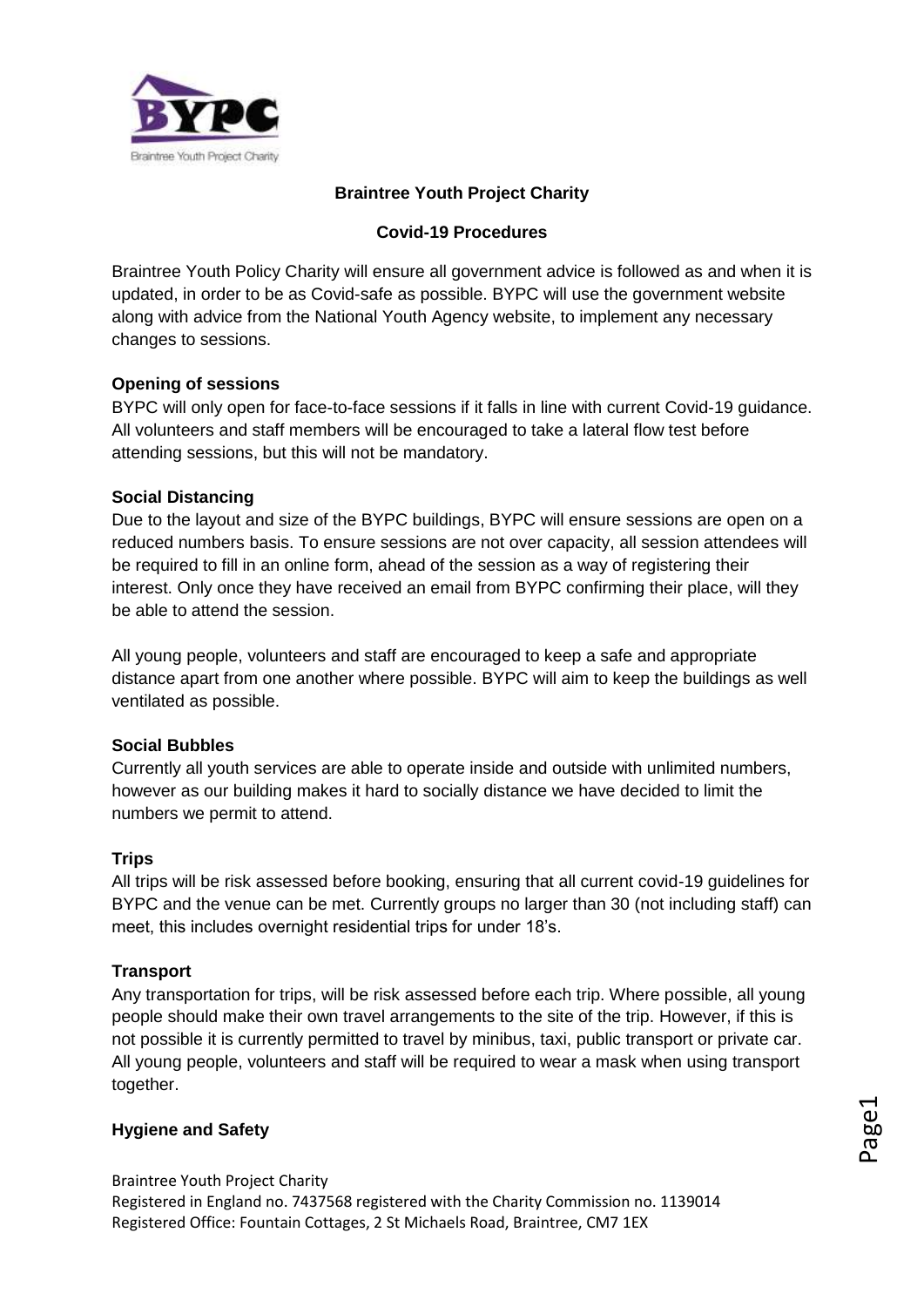**Braintree Youth Project Charity**

**Covid-19 Procedures**

Braintree Youth Policy Charity will ensure all government advice is followed as and when it is updated, in order to be as Covid-safe as possible. BYPC will use the government website along with advice from the National Youth Agency website, to implement any necessary changes to sessions.

**Opening of sessions**

BYPC will only open for face-to-face sessions if it falls in line with current Covid-19 guidance. All volunteers and staff members will be encouraged to take a lateral flow test before attending sessions, but this will not be mandatory.

**Social Distancing**

Due to the layout and size of the BYPC buildings, BYPC will ensure sessions are open on a reduced numbers basis. To ensure sessions are not over capacity, all session attendees will be required to fill in an online form, ahead of the session as a way of registering their interest. Only once they have received an email from BYPC confirming their place, will they be able to attend the session.

All young people, volunteers and staff are encouraged to keep a safe and appropriate distance apart from one another where possible. BYPC will aim to keep the buildings as well ventilated as possible.

**Social Bubbles**

Currently all youth services are able to operate inside and outside with unlimited numbers, however as our building makes it hard to socially distance we have decided to limit the numbers we permit to attend.

**Trips**

All trips will be risk assessed before booking, ensuring that all current covid-19 guidelines for BYPC and the venue can be met. Currently groups no larger than 30 (not including staff) can meet, this includes overnight residential trips for under 18's.

**Transport**

Any transportation for trips, will be risk assessed before each trip. Where possible, all young people should make their own travel arrangements to the site of the trip. However, if this is not possible it is currently permitted to travel by minibus, taxi, public transport or private car. All young people, volunteers and staff will be required to wear a mask when using transport together.

**Hygiene and Safety**

Braintree Youth Project Charity
Registered in England no. 7437568 registered with the Charity Commission no. 1139014
Registered Office: Fountain Cottages, 2 St Michaels Road, Braintree, CM7 1EX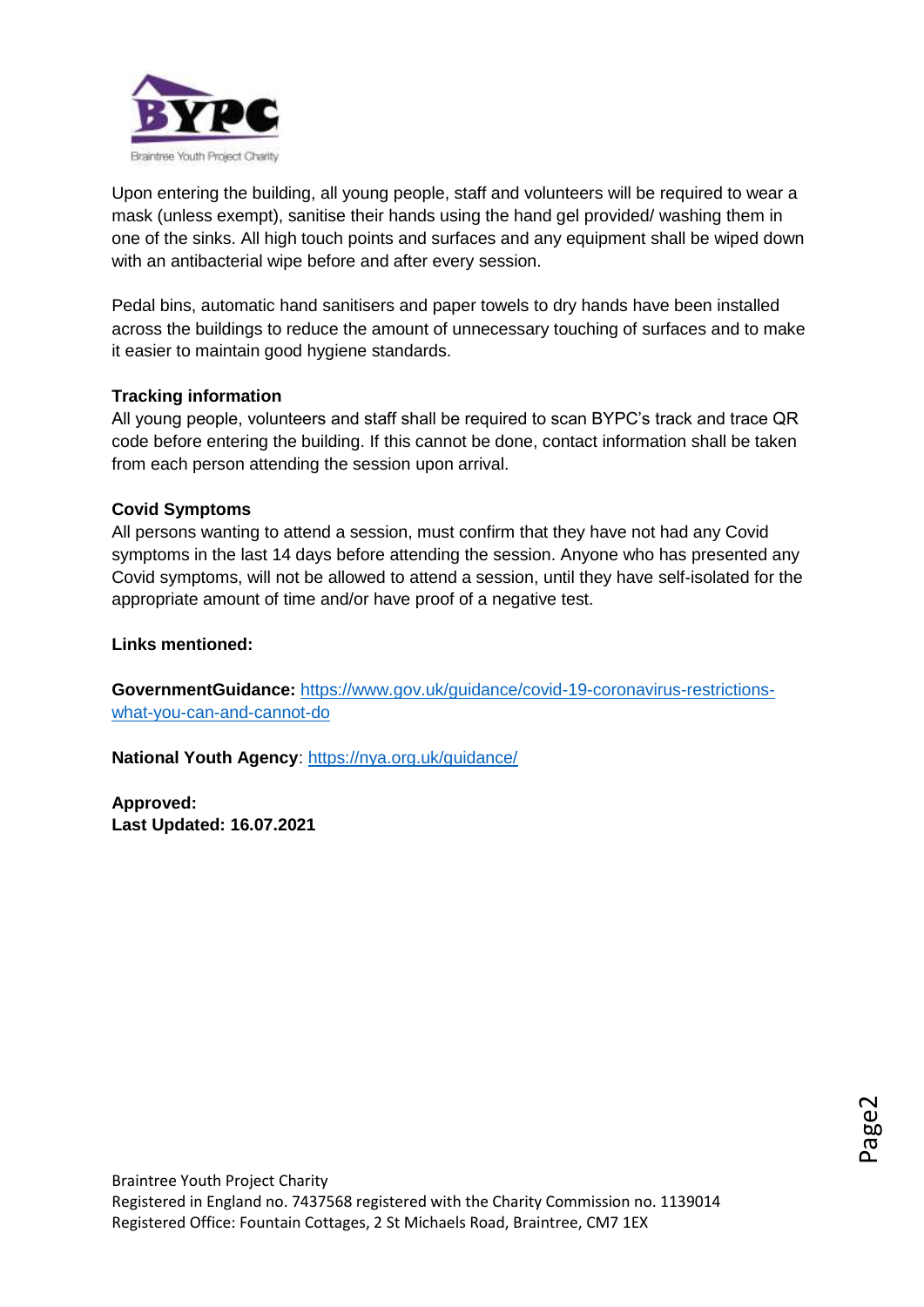Upon entering the building, all young people, staff and volunteers will be required to wear a mask (unless exempt), sanitise their hands using the hand gel provided/ washing them in one of the sinks. All high touch points and surfaces and any equipment shall be wiped down with an antibacterial wipe before and after every session.

Pedal bins, automatic hand sanitisers and paper towels to dry hands have been installed across the buildings to reduce the amount of unnecessary touching of surfaces and to make it easier to maintain good hygiene standards.

**Tracking information**
All young people, volunteers and staff shall be required to scan BYPC's track and trace QR code before entering the building. If this cannot be done, contact information shall be taken from each person attending the session upon arrival.

**Covid Symptoms**
All persons wanting to attend a session, must confirm that they have not had any Covid symptoms in the last 14 days before attending the session. Anyone who has presented any Covid symptoms, will not be allowed to attend a session, until they have self-isolated for the appropriate amount of time and/or have proof of a negative test.

**Links mentioned:**

**GovernmentGuidance:** [https://www.gov.uk/guidance/covid-19-coronavirus-restrictions-what-you-can-and-cannot-do](https://www.gov.uk/guidance/covid-19-coronavirus-restrictions-what-you-can-and-cannot-do)

**National Youth Agency**: [https://nya.org.uk/guidance/](https://nya.org.uk/guidance/)

**Approved:**
**Last Updated: 16.07.2021**

Braintree Youth Project Charity
Registered in England no. 7437568 registered with the Charity Commission no. 1139014
Registered Office: Fountain Cottages, 2 St Michaels Road, Braintree, CM7 1EX